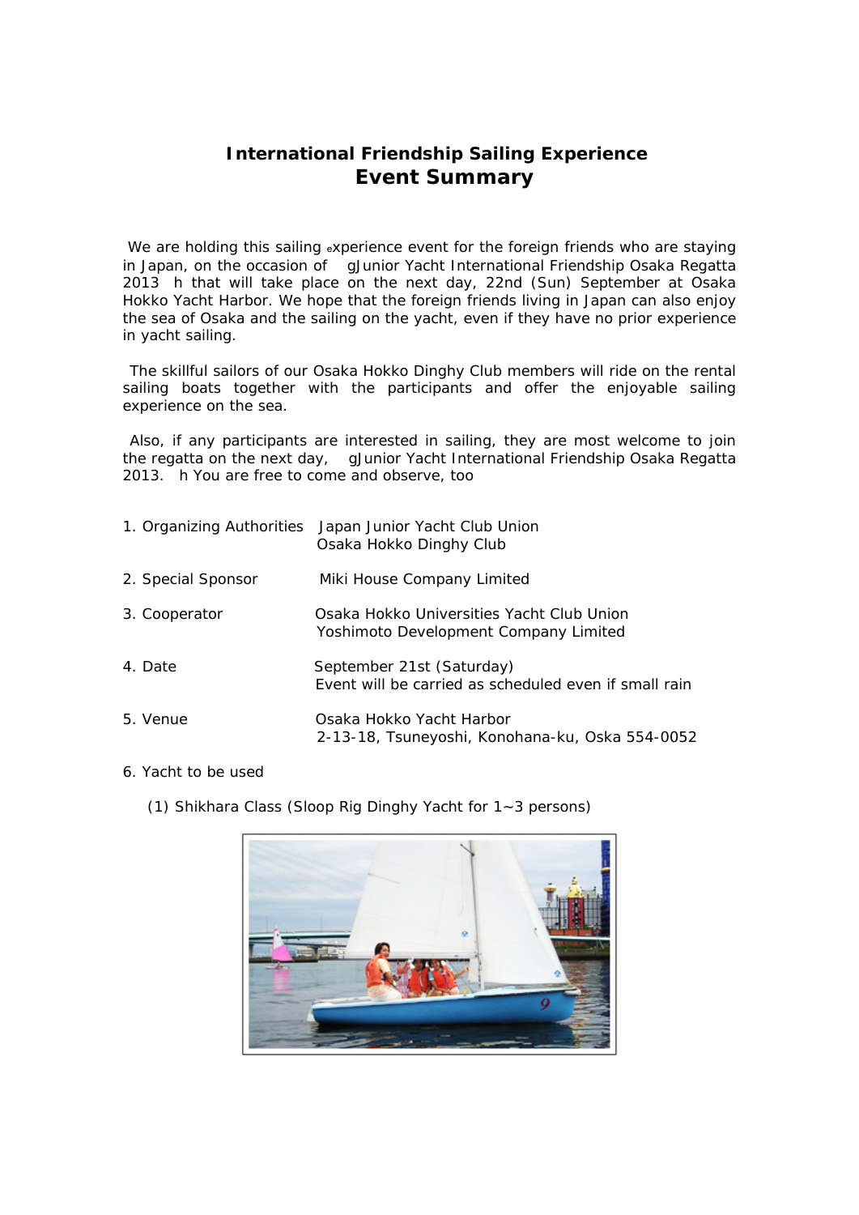# International Friendship Sailing Experience
## Event Summary

We are holding this sailing ₑxperience event for the foreign friends who are staying in Japan, on the occasion of gJunior Yacht International Friendship Osaka Regatta 2013 h that will take place on the next day, 22nd (Sun) September at Osaka Hokko Yacht Harbor. We hope that the foreign friends living in Japan can also enjoy the sea of Osaka and the sailing on the yacht, even if they have no prior experience in yacht sailing.

The skillful sailors of our Osaka Hokko Dinghy Club members will ride on the rental sailing boats together with the participants and offer the enjoyable sailing experience on the sea.

Also, if any participants are interested in sailing, they are most welcome to join the regatta on the next day, gJunior Yacht International Friendship Osaka Regatta 2013. h You are free to come and observe, too

1. Organizing Authorities
   Japan Junior Yacht Club Union
   Osaka Hokko Dinghy Club

2. Special Sponsor
   Miki House Company Limited

3. Cooperator
   Osaka Hokko Universities Yacht Club Union
   Yoshimoto Development Company Limited

4. Date
   September 21st (Saturday)
   Event will be carried as scheduled even if small rain

5. Venue
   Osaka Hokko Yacht Harbor
   2-13-18, Tsuneyoshi, Konohana-ku, Oska 554-0052

6. Yacht to be used

   (1) Shikhara Class (Sloop Rig Dinghy Yacht for 1~3 persons)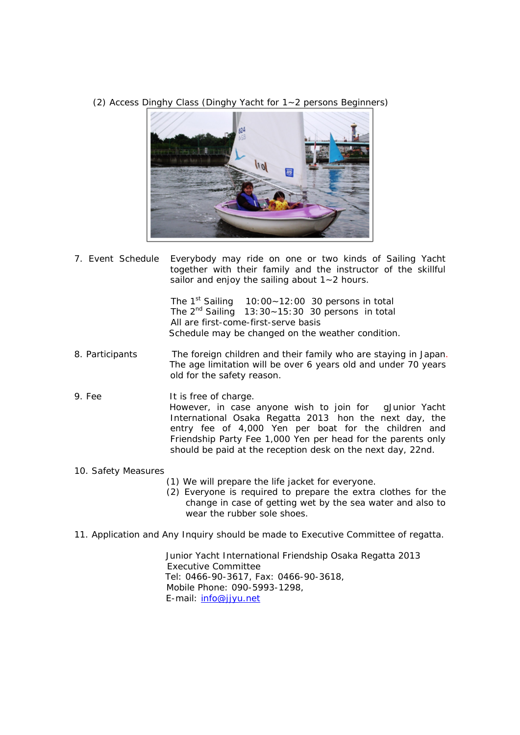(2) Access Dinghy Class (Dinghy Yacht for 1~2 persons Beginners)

7. Event Schedule

Everybody may ride on one or two kinds of Sailing Yacht together with their family and the instructor of the skillful sailor and enjoy the sailing about 1~2 hours.

The 1st Sailing 10:00~12:00 30 persons in total
The 2nd Sailing 13:30~15:30 30 persons in total
All are first-come-first-serve basis
Schedule may be changed on the weather condition.

8. Participants

The foreign children and their family who are staying in Japan. The age limitation will be over 6 years old and under 70 years old for the safety reason.

9. Fee

It is free of charge.
However, in case anyone wish to join for gJunior Yacht International Osaka Regatta 2013 hon the next day, the entry fee of 4,000 Yen per boat for the children and Friendship Party Fee 1,000 Yen per head for the parents only should be paid at the reception desk on the next day, 22nd.

10. Safety Measures

(1) We will prepare the life jacket for everyone.
(2) Everyone is required to prepare the extra clothes for the change in case of getting wet by the sea water and also to wear the rubber sole shoes.

11. Application and Any Inquiry should be made to Executive Committee of regatta.

Junior Yacht International Friendship Osaka Regatta 2013
Executive Committee
Tel: 0466-90-3617, Fax: 0466-90-3618,
Mobile Phone: 090-5993-1298,
E-mail: info@jjyu.net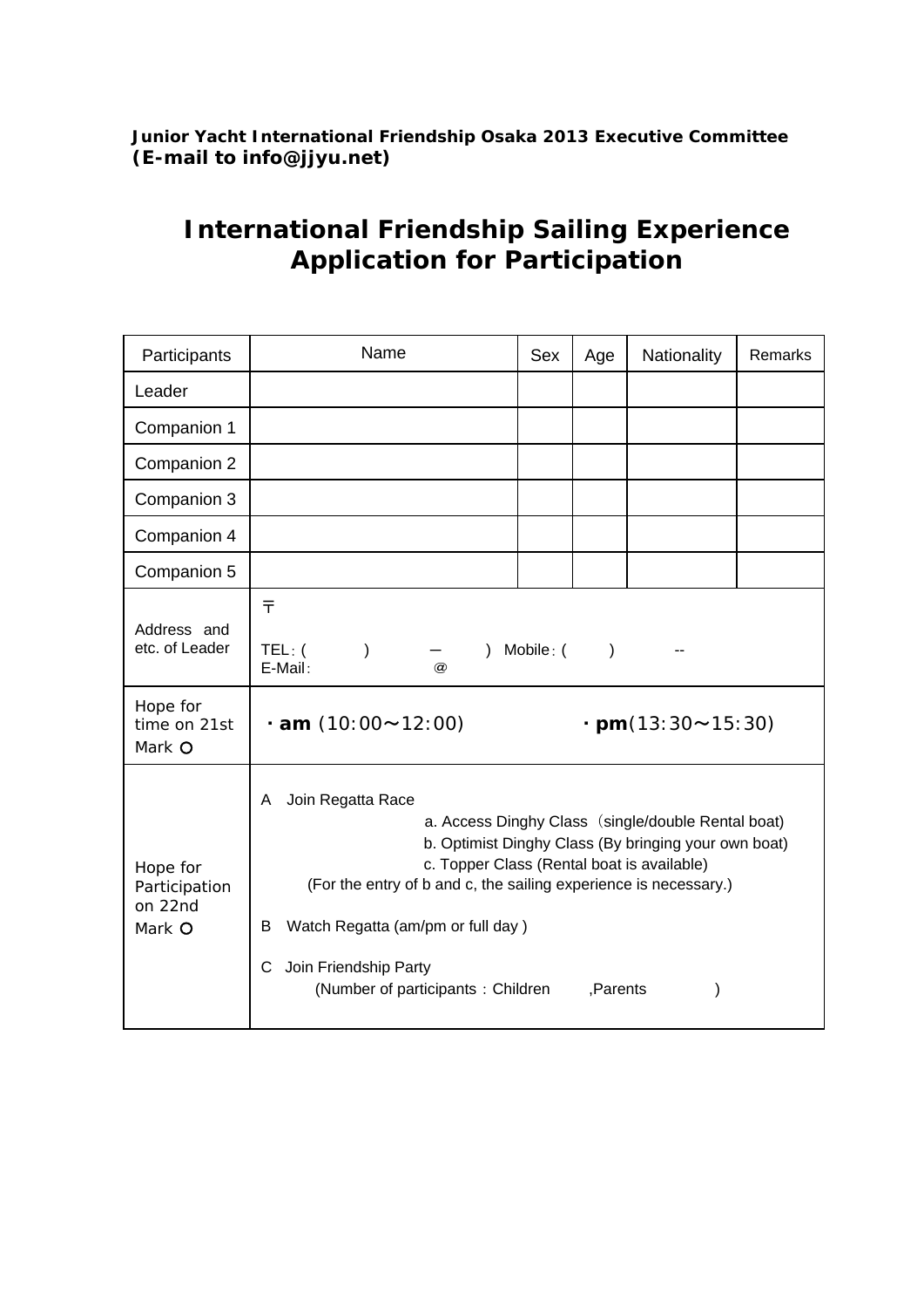**Junior Yacht International Friendship Osaka 2013 Executive Committee**
**(E-mail to info@jjyu.net)**

# International Friendship Sailing Experience Application for Participation

| Participants | Name | Sex | Age | Nationality | Remarks |
|---|---|---|---|---|---|
| Leader | | | | | |
| Companion 1 | | | | | |
| Companion 2 | | | | | |
| Companion 3 | | | | | |
| Companion 4 | | | | | |
| Companion 5 | | | | | |
| Address and etc. of Leader | 〒<br>TEL：( ) ー ) Mobile：( ) --<br>E-Mail： @ | | | | |
| Hope for time on 21st Mark O | **・am** (10:00～12:00) **・pm**(13:30～15:30) | | | | |
| Hope for Participation on 22nd Mark O | A Join Regatta Race<br>a. Access Dinghy Class（single/double Rental boat)<br>b. Optimist Dinghy Class (By bringing your own boat)<br>c. Topper Class (Rental boat is available)<br>(For the entry of b and c, the sailing experience is necessary.)<br>B Watch Regatta (am/pm or full day )<br>C Join Friendship Party<br>(Number of participants：Children ,Parents ) | | | | |